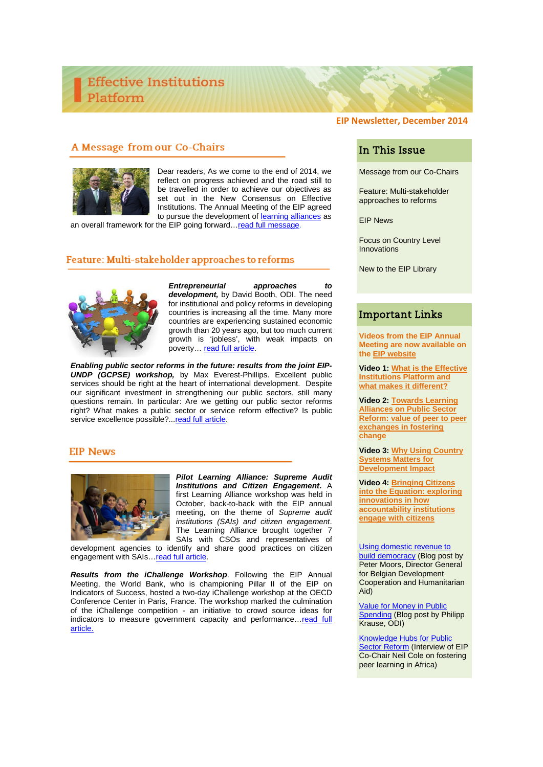# Effective Institutions Platform

**EIP Newsletter, December 2014**

## A Message from our Co-Chairs

Dear readers, As we come to the end of 2014, we reflect on progress achieved and the road still to be travelled in order to achieve our objectives as set out in the New Consensus on Effective Institutions. The Annual Meeting of the EIP agreed to pursue the development of learning alliances as an overall framework for the EIP going forward…read full message.

## Feature: Multi-stakeholder approaches to reforms

***Entrepreneurial approaches to development,*** by David Booth, ODI. The need for institutional and policy reforms in developing countries is increasing all the time. Many more countries are experiencing sustained economic growth than 20 years ago, but too much current growth is 'jobless', with weak impacts on poverty… read full article.

***Enabling public sector reforms in the future: results from the joint EIP-UNDP (GCPSE) workshop,*** by Max Everest-Phillips. Excellent public services should be right at the heart of international development. Despite our significant investment in strengthening our public sectors, still many questions remain. In particular: Are we getting our public sector reforms right? What makes a public sector or service reform effective? Is public service excellence possible?...read full article.

## EIP News

***Pilot Learning Alliance: Supreme Audit Institutions and Citizen Engagement.*** A first Learning Alliance workshop was held in October, back-to-back with the EIP annual meeting, on the theme of *Supreme audit institutions (SAIs) and citizen engagement*. The Learning Alliance brought together 7 SAIs with CSOs and representatives of development agencies to identify and share good practices on citizen engagement with SAIs…read full article.

***Results from the iChallenge Workshop***. Following the EIP Annual Meeting, the World Bank, who is championing Pillar II of the EIP on Indicators of Success, hosted a two-day iChallenge workshop at the OECD Conference Center in Paris, France. The workshop marked the culmination of the iChallenge competition - an initiative to crowd source ideas for indicators to measure government capacity and performance…read full article.

## In This Issue

- Message from our Co-Chairs
- Feature: Multi-stakeholder approaches to reforms
- EIP News
- Focus on Country Level Innovations
- New to the EIP Library

## Important Links

**Videos from the EIP Annual Meeting are now available on the EIP website**

**Video 1:** **What is the Effective Institutions Platform and what makes it different?**

**Video 2:** **Towards Learning Alliances on Public Sector Reform: value of peer to peer exchanges in fostering change**

**Video 3:** **Why Using Country Systems Matters for Development Impact**

**Video 4:** **Bringing Citizens into the Equation: exploring innovations in how accountability institutions engage with citizens**

Using domestic revenue to build democracy (Blog post by Peter Moors, Director General for Belgian Development Cooperation and Humanitarian Aid)

Value for Money in Public Spending (Blog post by Philipp Krause, ODI)

Knowledge Hubs for Public Sector Reform (Interview of EIP Co-Chair Neil Cole on fostering peer learning in Africa)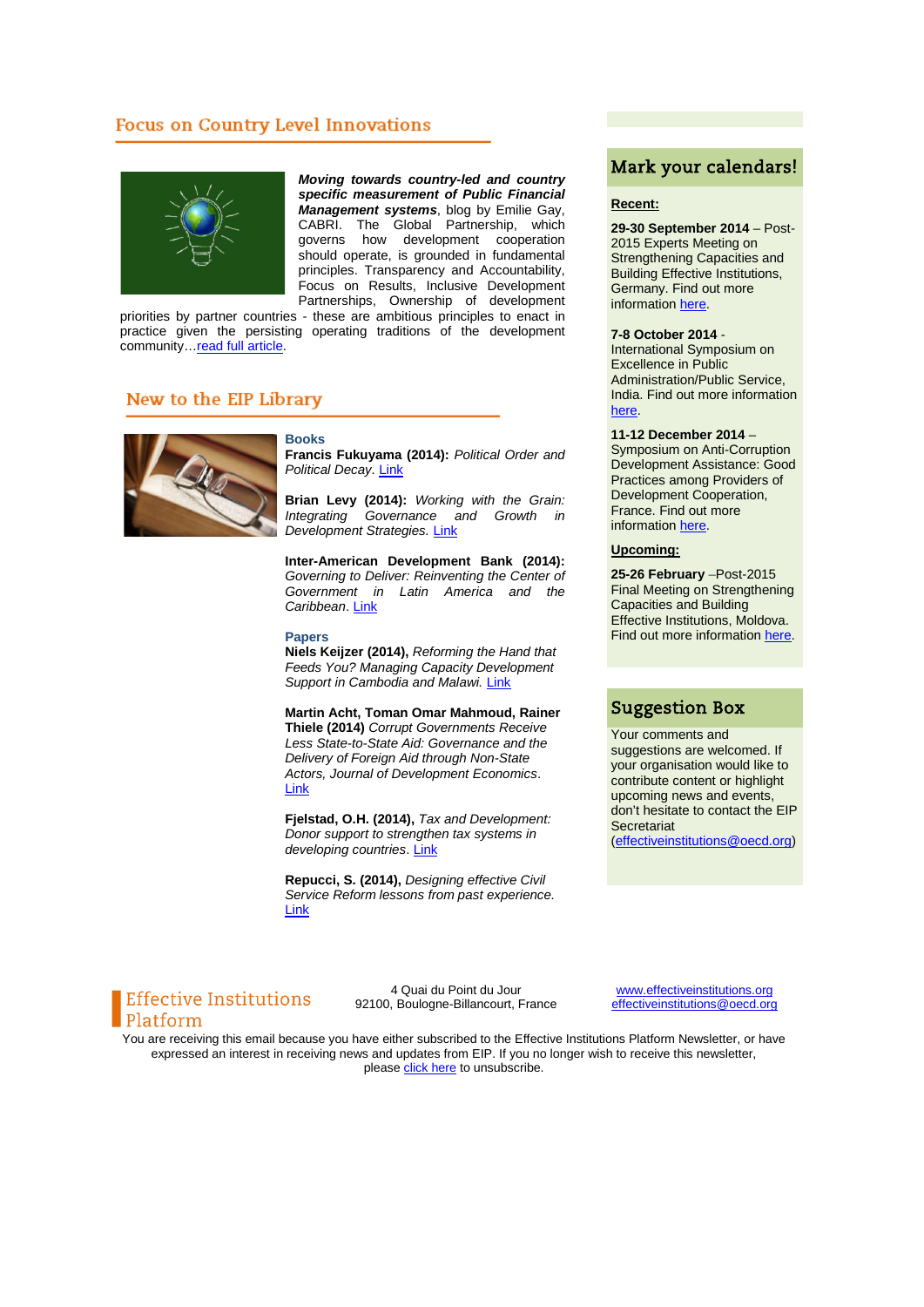## Focus on Country Level Innovations

***Moving towards country-led and country specific measurement of Public Financial Management systems***, blog by Emilie Gay, CABRI. The Global Partnership, which governs how development cooperation should operate, is grounded in fundamental principles. Transparency and Accountability, Focus on Results, Inclusive Development Partnerships, Ownership of development priorities by partner countries - these are ambitious principles to enact in practice given the persisting operating traditions of the development community…read full article.

## New to the EIP Library

### Books

**Francis Fukuyama (2014):** *Political Order and Political Decay*. Link

**Brian Levy (2014):** *Working with the Grain: Integrating Governance and Growth in Development Strategies.* Link

**Inter-American Development Bank (2014):** *Governing to Deliver: Reinventing the Center of Government in Latin America and the Caribbean*. Link

### Papers

**Niels Keijzer (2014),** *Reforming the Hand that Feeds You? Managing Capacity Development Support in Cambodia and Malawi.* Link

**Martin Acht, Toman Omar Mahmoud, Rainer Thiele (2014)** *Corrupt Governments Receive Less State-to-State Aid: Governance and the Delivery of Foreign Aid through Non-State Actors, Journal of Development Economics*. Link

**Fjelstad, O.H. (2014),** *Tax and Development: Donor support to strengthen tax systems in developing countries*. Link

**Repucci, S. (2014),** *Designing effective Civil Service Reform lessons from past experience.* Link

## Mark your calendars!

**Recent:**

**29-30 September 2014** – Post-2015 Experts Meeting on Strengthening Capacities and Building Effective Institutions, Germany. Find out more information here.

**7-8 October 2014** - International Symposium on Excellence in Public Administration/Public Service, India. Find out more information here.

**11-12 December 2014** – Symposium on Anti-Corruption Development Assistance: Good Practices among Providers of Development Cooperation, France. Find out more information here.

**Upcoming:**

**25-26 February** –Post-2015 Final Meeting on Strengthening Capacities and Building Effective Institutions, Moldova. Find out more information here.

## Suggestion Box

Your comments and suggestions are welcomed. If your organisation would like to contribute content or highlight upcoming news and events, don't hesitate to contact the EIP Secretariat (effectiveinstitutions@oecd.org)

---

Effective Institutions Platform

4 Quai du Point du Jour
92100, Boulogne-Billancourt, France

www.effectiveinstitutions.org
effectiveinstitutions@oecd.org

You are receiving this email because you have either subscribed to the Effective Institutions Platform Newsletter, or have expressed an interest in receiving news and updates from EIP. If you no longer wish to receive this newsletter, please click here to unsubscribe.